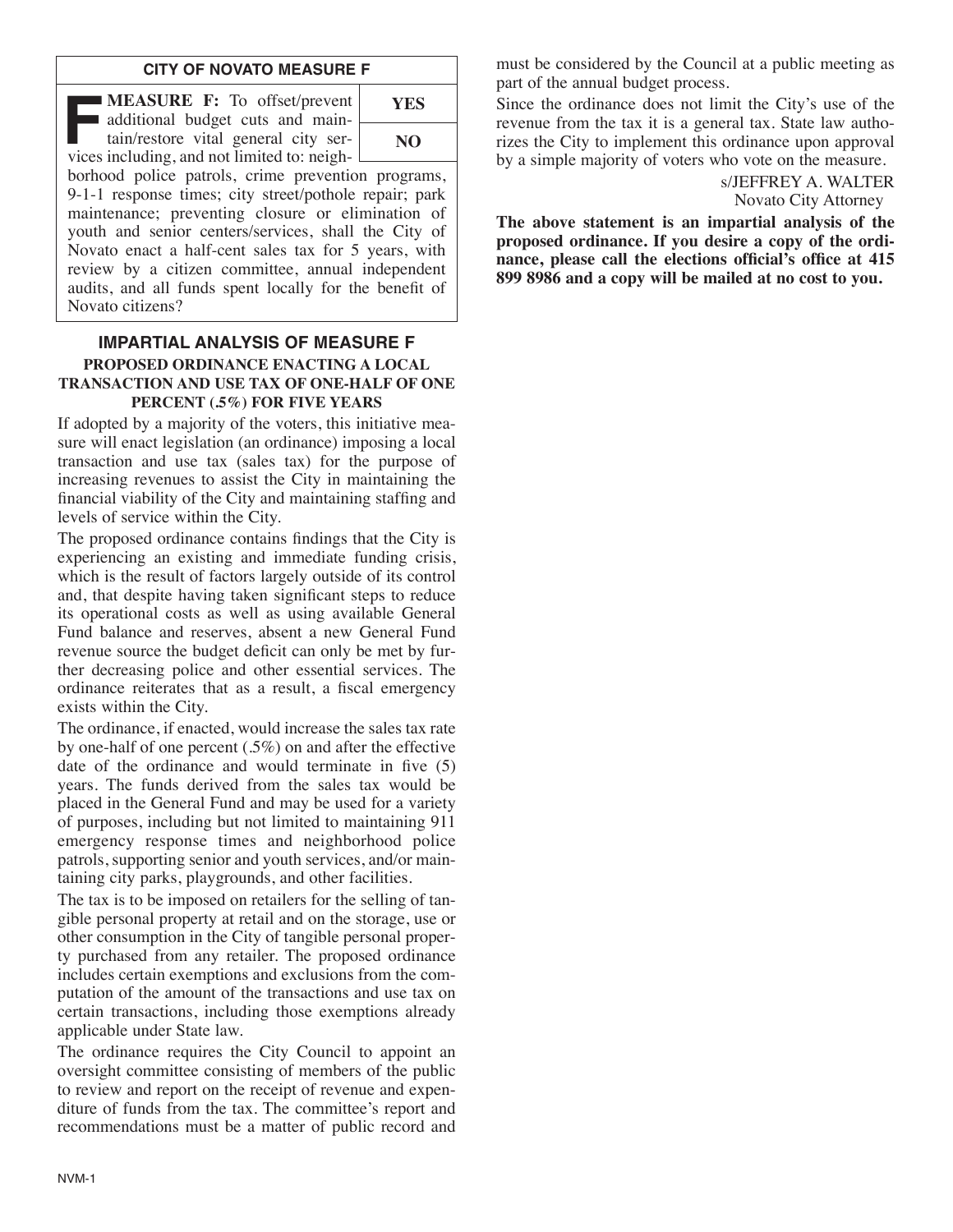## CITY OF NOVATO MEASURE F

**MEASURE F:** To offset/prevent additional budget cuts and maintain/restore vital general city services including, and not limited to: neighborhood police patrols, crime prevention programs, 9-1-1 response times; city street/pothole repair; park maintenance; preventing closure or elimination of youth and senior centers/services, shall the City of Novato enact a half-cent sales tax for 5 years, with review by a citizen committee, annual independent audits, and all funds spent locally for the benefit of Novato citizens?

| YES |
|---|
| NO |

## IMPARTIAL ANALYSIS OF MEASURE F

### PROPOSED ORDINANCE ENACTING A LOCAL TRANSACTION AND USE TAX OF ONE-HALF OF ONE PERCENT (.5%) FOR FIVE YEARS

If adopted by a majority of the voters, this initiative measure will enact legislation (an ordinance) imposing a local transaction and use tax (sales tax) for the purpose of increasing revenues to assist the City in maintaining the financial viability of the City and maintaining staffing and levels of service within the City.

The proposed ordinance contains findings that the City is experiencing an existing and immediate funding crisis, which is the result of factors largely outside of its control and, that despite having taken significant steps to reduce its operational costs as well as using available General Fund balance and reserves, absent a new General Fund revenue source the budget deficit can only be met by further decreasing police and other essential services. The ordinance reiterates that as a result, a fiscal emergency exists within the City.

The ordinance, if enacted, would increase the sales tax rate by one-half of one percent (.5%) on and after the effective date of the ordinance and would terminate in five (5) years. The funds derived from the sales tax would be placed in the General Fund and may be used for a variety of purposes, including but not limited to maintaining 911 emergency response times and neighborhood police patrols, supporting senior and youth services, and/or maintaining city parks, playgrounds, and other facilities.

The tax is to be imposed on retailers for the selling of tangible personal property at retail and on the storage, use or other consumption in the City of tangible personal property purchased from any retailer. The proposed ordinance includes certain exemptions and exclusions from the computation of the amount of the transactions and use tax on certain transactions, including those exemptions already applicable under State law.

The ordinance requires the City Council to appoint an oversight committee consisting of members of the public to review and report on the receipt of revenue and expenditure of funds from the tax. The committee's report and recommendations must be a matter of public record and must be considered by the Council at a public meeting as part of the annual budget process.

Since the ordinance does not limit the City's use of the revenue from the tax it is a general tax. State law authorizes the City to implement this ordinance upon approval by a simple majority of voters who vote on the measure.

s/JEFFREY A. WALTER
Novato City Attorney

**The above statement is an impartial analysis of the proposed ordinance. If you desire a copy of the ordinance, please call the elections official's office at 415 899 8986 and a copy will be mailed at no cost to you.**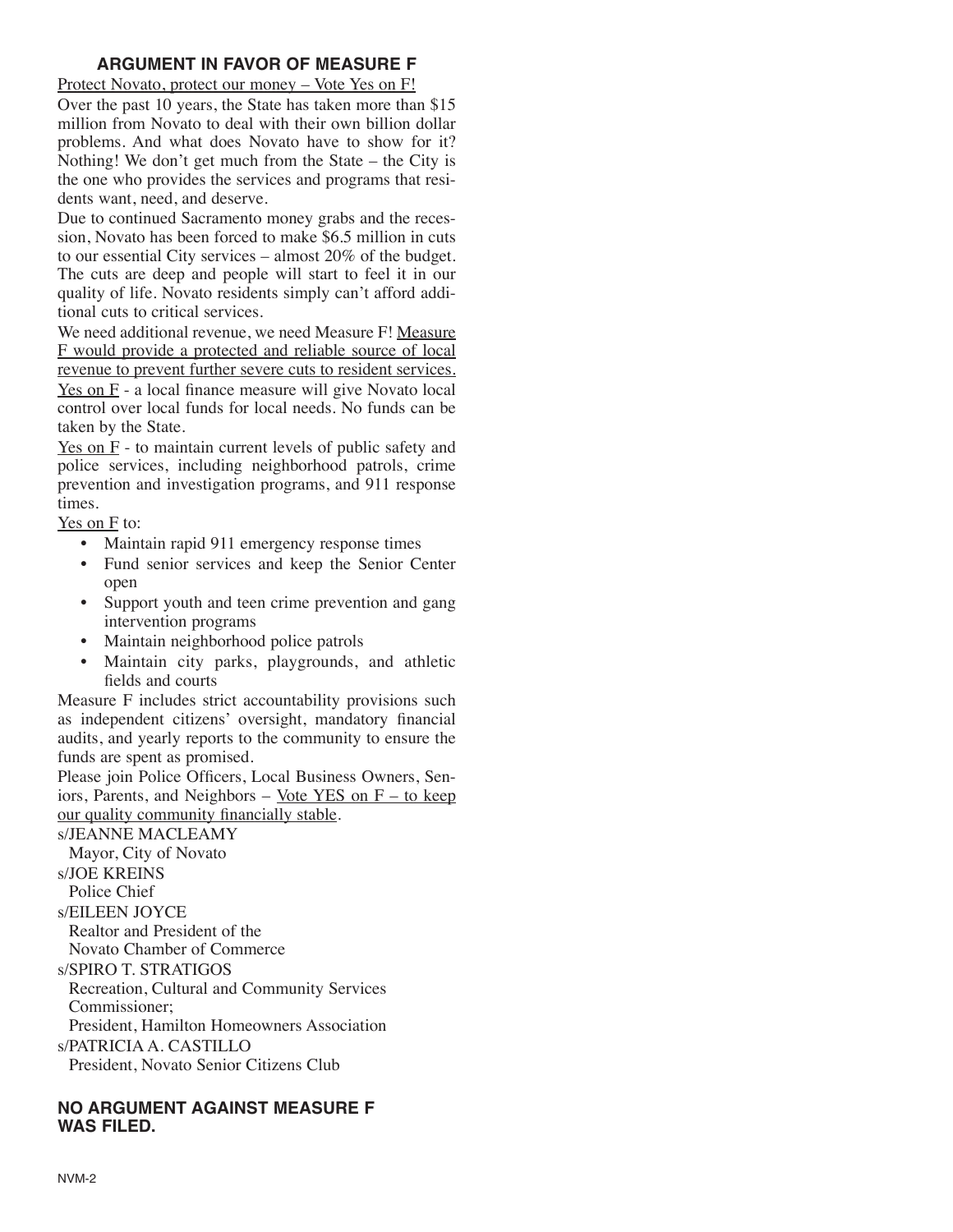## ARGUMENT IN FAVOR OF MEASURE F

Protect Novato, protect our money – Vote Yes on F!

Over the past 10 years, the State has taken more than $15 million from Novato to deal with their own billion dollar problems. And what does Novato have to show for it? Nothing! We don't get much from the State – the City is the one who provides the services and programs that residents want, need, and deserve.

Due to continued Sacramento money grabs and the recession, Novato has been forced to make $6.5 million in cuts to our essential City services – almost 20% of the budget. The cuts are deep and people will start to feel it in our quality of life. Novato residents simply can't afford additional cuts to critical services.

We need additional revenue, we need Measure F! Measure F would provide a protected and reliable source of local revenue to prevent further severe cuts to resident services.

Yes on F - a local finance measure will give Novato local control over local funds for local needs. No funds can be taken by the State.

Yes on F - to maintain current levels of public safety and police services, including neighborhood patrols, crime prevention and investigation programs, and 911 response times.

Yes on F to:

- Maintain rapid 911 emergency response times
- Fund senior services and keep the Senior Center open
- Support youth and teen crime prevention and gang intervention programs
- Maintain neighborhood police patrols
- Maintain city parks, playgrounds, and athletic fields and courts

Measure F includes strict accountability provisions such as independent citizens' oversight, mandatory financial audits, and yearly reports to the community to ensure the funds are spent as promised.

Please join Police Officers, Local Business Owners, Seniors, Parents, and Neighbors – Vote YES on F – to keep our quality community financially stable.

s/JEANNE MACLEAMY
Mayor, City of Novato

s/JOE KREINS
Police Chief

s/EILEEN JOYCE
Realtor and President of the
Novato Chamber of Commerce

s/SPIRO T. STRATIGOS
Recreation, Cultural and Community Services Commissioner;
President, Hamilton Homeowners Association

s/PATRICIA A. CASTILLO
President, Novato Senior Citizens Club

## NO ARGUMENT AGAINST MEASURE F WAS FILED.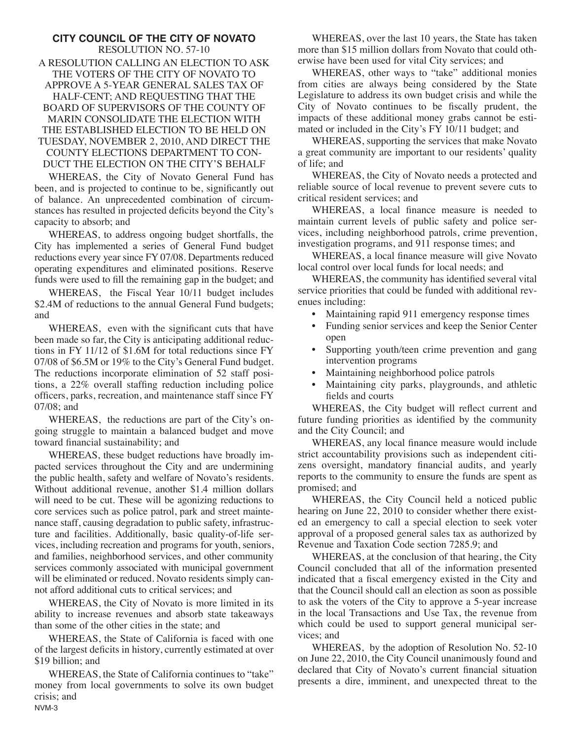**CITY COUNCIL OF THE CITY OF NOVATO**

RESOLUTION NO. 57-10

A RESOLUTION CALLING AN ELECTION TO ASK THE VOTERS OF THE CITY OF NOVATO TO APPROVE A 5-YEAR GENERAL SALES TAX OF HALF-CENT; AND REQUESTING THAT THE BOARD OF SUPERVISORS OF THE COUNTY OF MARIN CONSOLIDATE THE ELECTION WITH THE ESTABLISHED ELECTION TO BE HELD ON TUESDAY, NOVEMBER 2, 2010, AND DIRECT THE COUNTY ELECTIONS DEPARTMENT TO CONDUCT THE ELECTION ON THE CITY'S BEHALF

WHEREAS, the City of Novato General Fund has been, and is projected to continue to be, significantly out of balance. An unprecedented combination of circumstances has resulted in projected deficits beyond the City's capacity to absorb; and

WHEREAS, to address ongoing budget shortfalls, the City has implemented a series of General Fund budget reductions every year since FY 07/08. Departments reduced operating expenditures and eliminated positions. Reserve funds were used to fill the remaining gap in the budget; and

WHEREAS, the Fiscal Year 10/11 budget includes \$2.4M of reductions to the annual General Fund budgets; and

WHEREAS, even with the significant cuts that have been made so far, the City is anticipating additional reductions in FY 11/12 of \$1.6M for total reductions since FY 07/08 of \$6.5M or 19% to the City's General Fund budget. The reductions incorporate elimination of 52 staff positions, a 22% overall staffing reduction including police officers, parks, recreation, and maintenance staff since FY 07/08; and

WHEREAS, the reductions are part of the City's ongoing struggle to maintain a balanced budget and move toward financial sustainability; and

WHEREAS, these budget reductions have broadly impacted services throughout the City and are undermining the public health, safety and welfare of Novato's residents. Without additional revenue, another \$1.4 million dollars will need to be cut. These will be agonizing reductions to core services such as police patrol, park and street maintenance staff, causing degradation to public safety, infrastructure and facilities. Additionally, basic quality-of-life services, including recreation and programs for youth, seniors, and families, neighborhood services, and other community services commonly associated with municipal government will be eliminated or reduced. Novato residents simply cannot afford additional cuts to critical services; and

WHEREAS, the City of Novato is more limited in its ability to increase revenues and absorb state takeaways than some of the other cities in the state; and

WHEREAS, the State of California is faced with one of the largest deficits in history, currently estimated at over \$19 billion; and

WHEREAS, the State of California continues to "take" money from local governments to solve its own budget crisis; and

WHEREAS, over the last 10 years, the State has taken more than \$15 million dollars from Novato that could otherwise have been used for vital City services; and

WHEREAS, other ways to "take" additional monies from cities are always being considered by the State Legislature to address its own budget crisis and while the City of Novato continues to be fiscally prudent, the impacts of these additional money grabs cannot be estimated or included in the City's FY 10/11 budget; and

WHEREAS, supporting the services that make Novato a great community are important to our residents' quality of life; and

WHEREAS, the City of Novato needs a protected and reliable source of local revenue to prevent severe cuts to critical resident services; and

WHEREAS, a local finance measure is needed to maintain current levels of public safety and police services, including neighborhood patrols, crime prevention, investigation programs, and 911 response times; and

WHEREAS, a local finance measure will give Novato local control over local funds for local needs; and

WHEREAS, the community has identified several vital service priorities that could be funded with additional revenues including:

- Maintaining rapid 911 emergency response times
- Funding senior services and keep the Senior Center open
- Supporting youth/teen crime prevention and gang intervention programs
- Maintaining neighborhood police patrols
- Maintaining city parks, playgrounds, and athletic fields and courts

WHEREAS, the City budget will reflect current and future funding priorities as identified by the community and the City Council; and

WHEREAS, any local finance measure would include strict accountability provisions such as independent citizens oversight, mandatory financial audits, and yearly reports to the community to ensure the funds are spent as promised; and

WHEREAS, the City Council held a noticed public hearing on June 22, 2010 to consider whether there existed an emergency to call a special election to seek voter approval of a proposed general sales tax as authorized by Revenue and Taxation Code section 7285.9; and

WHEREAS, at the conclusion of that hearing, the City Council concluded that all of the information presented indicated that a fiscal emergency existed in the City and that the Council should call an election as soon as possible to ask the voters of the City to approve a 5-year increase in the local Transactions and Use Tax, the revenue from which could be used to support general municipal services; and

WHEREAS, by the adoption of Resolution No. 52-10 on June 22, 2010, the City Council unanimously found and declared that City of Novato's current financial situation presents a dire, imminent, and unexpected threat to the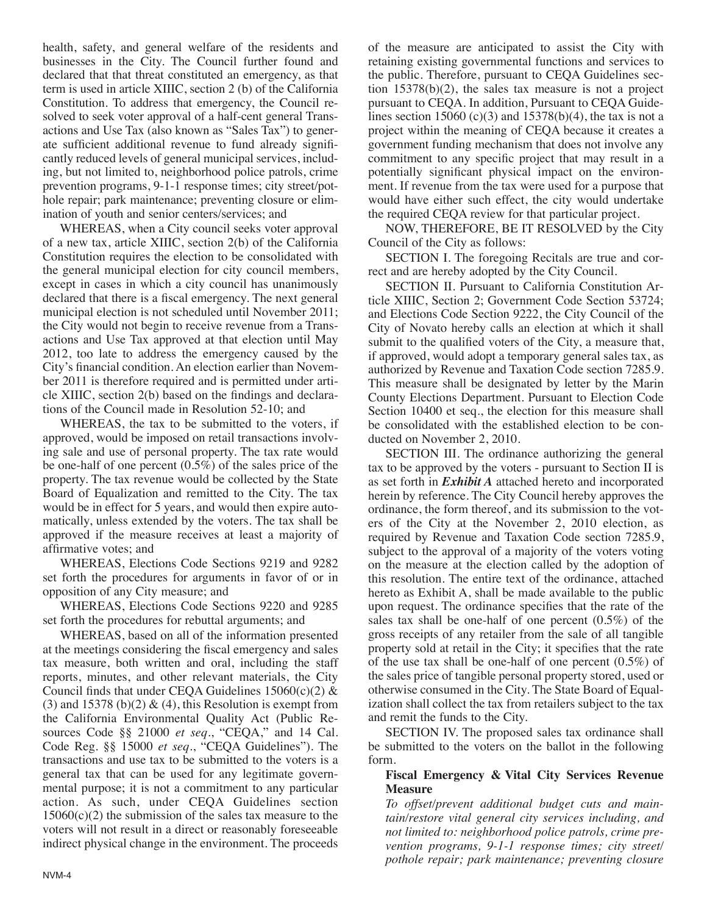health, safety, and general welfare of the residents and businesses in the City. The Council further found and declared that that threat constituted an emergency, as that term is used in article XIIIC, section 2 (b) of the California Constitution. To address that emergency, the Council resolved to seek voter approval of a half-cent general Transactions and Use Tax (also known as "Sales Tax") to generate sufficient additional revenue to fund already significantly reduced levels of general municipal services, including, but not limited to, neighborhood police patrols, crime prevention programs, 9-1-1 response times; city street/pothole repair; park maintenance; preventing closure or elimination of youth and senior centers/services; and

WHEREAS, when a City council seeks voter approval of a new tax, article XIIIC, section 2(b) of the California Constitution requires the election to be consolidated with the general municipal election for city council members, except in cases in which a city council has unanimously declared that there is a fiscal emergency. The next general municipal election is not scheduled until November 2011; the City would not begin to receive revenue from a Transactions and Use Tax approved at that election until May 2012, too late to address the emergency caused by the City's financial condition. An election earlier than November 2011 is therefore required and is permitted under article XIIIC, section 2(b) based on the findings and declarations of the Council made in Resolution 52-10; and

WHEREAS, the tax to be submitted to the voters, if approved, would be imposed on retail transactions involving sale and use of personal property. The tax rate would be one-half of one percent (0.5%) of the sales price of the property. The tax revenue would be collected by the State Board of Equalization and remitted to the City. The tax would be in effect for 5 years, and would then expire automatically, unless extended by the voters. The tax shall be approved if the measure receives at least a majority of affirmative votes; and

WHEREAS, Elections Code Sections 9219 and 9282 set forth the procedures for arguments in favor of or in opposition of any City measure; and

WHEREAS, Elections Code Sections 9220 and 9285 set forth the procedures for rebuttal arguments; and

WHEREAS, based on all of the information presented at the meetings considering the fiscal emergency and sales tax measure, both written and oral, including the staff reports, minutes, and other relevant materials, the City Council finds that under CEQA Guidelines 15060(c)(2) & (3) and 15378 (b)(2) & (4), this Resolution is exempt from the California Environmental Quality Act (Public Resources Code §§ 21000 *et seq*., "CEQA," and 14 Cal. Code Reg. §§ 15000 *et seq*., "CEQA Guidelines"). The transactions and use tax to be submitted to the voters is a general tax that can be used for any legitimate governmental purpose; it is not a commitment to any particular action. As such, under CEQA Guidelines section 15060(c)(2) the submission of the sales tax measure to the voters will not result in a direct or reasonably foreseeable indirect physical change in the environment. The proceeds of the measure are anticipated to assist the City with retaining existing governmental functions and services to the public. Therefore, pursuant to CEQA Guidelines section 15378(b)(2), the sales tax measure is not a project pursuant to CEQA. In addition, Pursuant to CEQA Guidelines section 15060 (c)(3) and 15378(b)(4), the tax is not a project within the meaning of CEQA because it creates a government funding mechanism that does not involve any commitment to any specific project that may result in a potentially significant physical impact on the environment. If revenue from the tax were used for a purpose that would have either such effect, the city would undertake the required CEQA review for that particular project.

NOW, THEREFORE, BE IT RESOLVED by the City Council of the City as follows:

SECTION I. The foregoing Recitals are true and correct and are hereby adopted by the City Council.

SECTION II. Pursuant to California Constitution Article XIIIC, Section 2; Government Code Section 53724; and Elections Code Section 9222, the City Council of the City of Novato hereby calls an election at which it shall submit to the qualified voters of the City, a measure that, if approved, would adopt a temporary general sales tax, as authorized by Revenue and Taxation Code section 7285.9. This measure shall be designated by letter by the Marin County Elections Department. Pursuant to Election Code Section 10400 et seq., the election for this measure shall be consolidated with the established election to be conducted on November 2, 2010.

SECTION III. The ordinance authorizing the general tax to be approved by the voters - pursuant to Section II is as set forth in ***Exhibit A*** attached hereto and incorporated herein by reference. The City Council hereby approves the ordinance, the form thereof, and its submission to the voters of the City at the November 2, 2010 election, as required by Revenue and Taxation Code section 7285.9, subject to the approval of a majority of the voters voting on the measure at the election called by the adoption of this resolution. The entire text of the ordinance, attached hereto as Exhibit A, shall be made available to the public upon request. The ordinance specifies that the rate of the sales tax shall be one-half of one percent (0.5%) of the gross receipts of any retailer from the sale of all tangible property sold at retail in the City; it specifies that the rate of the use tax shall be one-half of one percent (0.5%) of the sales price of tangible personal property stored, used or otherwise consumed in the City. The State Board of Equalization shall collect the tax from retailers subject to the tax and remit the funds to the City.

SECTION IV. The proposed sales tax ordinance shall be submitted to the voters on the ballot in the following form.

**Fiscal Emergency & Vital City Services Revenue Measure**

*To offset/prevent additional budget cuts and maintain/restore vital general city services including, and not limited to: neighborhood police patrols, crime prevention programs, 9-1-1 response times; city street/pothole repair; park maintenance; preventing closure*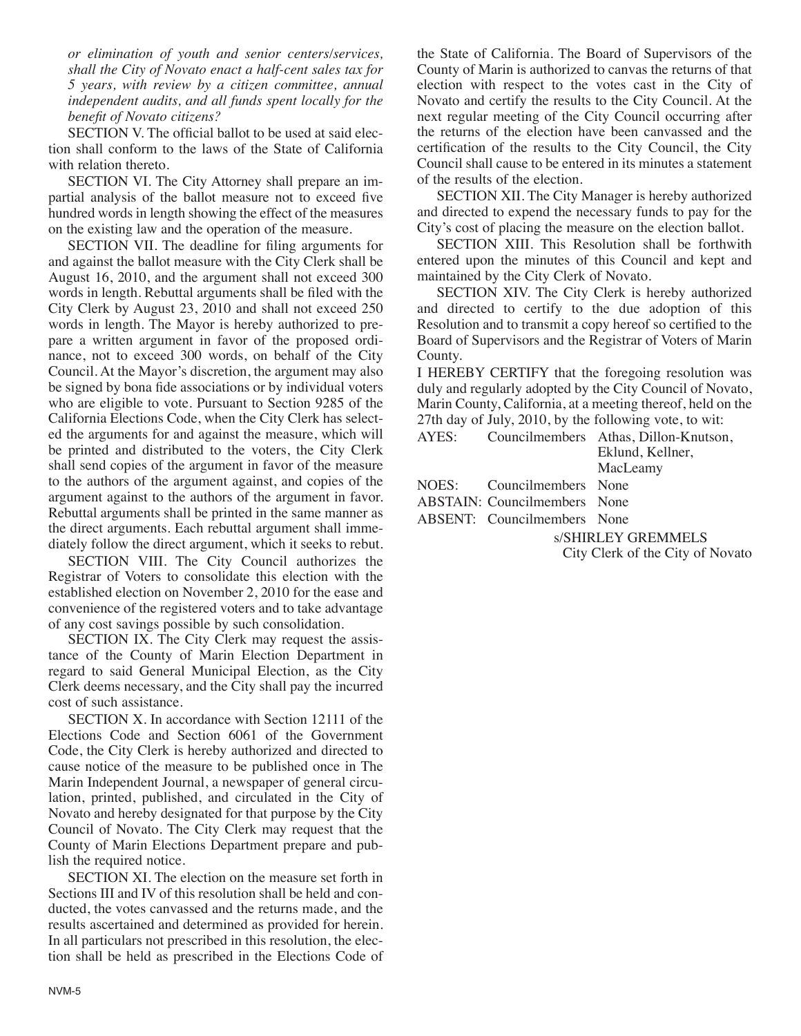*or elimination of youth and senior centers/services, shall the City of Novato enact a half-cent sales tax for 5 years, with review by a citizen committee, annual independent audits, and all funds spent locally for the benefit of Novato citizens?*

SECTION V. The official ballot to be used at said election shall conform to the laws of the State of California with relation thereto.

SECTION VI. The City Attorney shall prepare an impartial analysis of the ballot measure not to exceed five hundred words in length showing the effect of the measures on the existing law and the operation of the measure.

SECTION VII. The deadline for filing arguments for and against the ballot measure with the City Clerk shall be August 16, 2010, and the argument shall not exceed 300 words in length. Rebuttal arguments shall be filed with the City Clerk by August 23, 2010 and shall not exceed 250 words in length. The Mayor is hereby authorized to prepare a written argument in favor of the proposed ordinance, not to exceed 300 words, on behalf of the City Council. At the Mayor's discretion, the argument may also be signed by bona fide associations or by individual voters who are eligible to vote. Pursuant to Section 9285 of the California Elections Code, when the City Clerk has selected the arguments for and against the measure, which will be printed and distributed to the voters, the City Clerk shall send copies of the argument in favor of the measure to the authors of the argument against, and copies of the argument against to the authors of the argument in favor. Rebuttal arguments shall be printed in the same manner as the direct arguments. Each rebuttal argument shall immediately follow the direct argument, which it seeks to rebut.

SECTION VIII. The City Council authorizes the Registrar of Voters to consolidate this election with the established election on November 2, 2010 for the ease and convenience of the registered voters and to take advantage of any cost savings possible by such consolidation.

SECTION IX. The City Clerk may request the assistance of the County of Marin Election Department in regard to said General Municipal Election, as the City Clerk deems necessary, and the City shall pay the incurred cost of such assistance.

SECTION X. In accordance with Section 12111 of the Elections Code and Section 6061 of the Government Code, the City Clerk is hereby authorized and directed to cause notice of the measure to be published once in The Marin Independent Journal, a newspaper of general circulation, printed, published, and circulated in the City of Novato and hereby designated for that purpose by the City Council of Novato. The City Clerk may request that the County of Marin Elections Department prepare and publish the required notice.

SECTION XI. The election on the measure set forth in Sections III and IV of this resolution shall be held and conducted, the votes canvassed and the returns made, and the results ascertained and determined as provided for herein. In all particulars not prescribed in this resolution, the election shall be held as prescribed in the Elections Code of the State of California. The Board of Supervisors of the County of Marin is authorized to canvas the returns of that election with respect to the votes cast in the City of Novato and certify the results to the City Council. At the next regular meeting of the City Council occurring after the returns of the election have been canvassed and the certification of the results to the City Council, the City Council shall cause to be entered in its minutes a statement of the results of the election.

SECTION XII. The City Manager is hereby authorized and directed to expend the necessary funds to pay for the City's cost of placing the measure on the election ballot.

SECTION XIII. This Resolution shall be forthwith entered upon the minutes of this Council and kept and maintained by the City Clerk of Novato.

SECTION XIV. The City Clerk is hereby authorized and directed to certify to the due adoption of this Resolution and to transmit a copy hereof so certified to the Board of Supervisors and the Registrar of Voters of Marin County.

I HEREBY CERTIFY that the foregoing resolution was duly and regularly adopted by the City Council of Novato, Marin County, California, at a meeting thereof, held on the 27th day of July, 2010, by the following vote, to wit:

AYES: Councilmembers Athas, Dillon-Knutson, Eklund, Kellner, MacLeamy

NOES: Councilmembers None

ABSTAIN: Councilmembers None

ABSENT: Councilmembers None

s/SHIRLEY GREMMELS
City Clerk of the City of Novato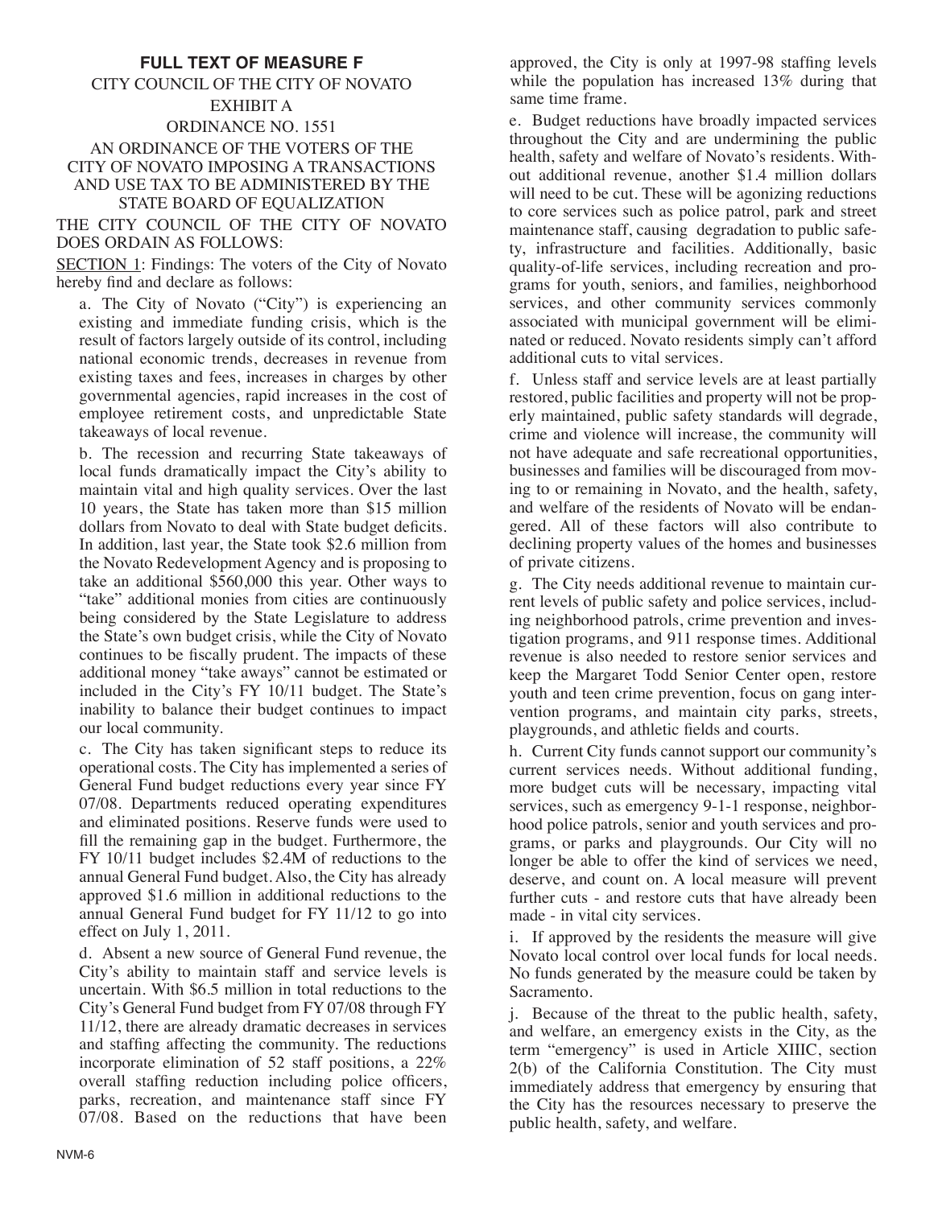## FULL TEXT OF MEASURE F

CITY COUNCIL OF THE CITY OF NOVATO

EXHIBIT A

ORDINANCE NO. 1551

AN ORDINANCE OF THE VOTERS OF THE CITY OF NOVATO IMPOSING A TRANSACTIONS AND USE TAX TO BE ADMINISTERED BY THE STATE BOARD OF EQUALIZATION

THE CITY COUNCIL OF THE CITY OF NOVATO DOES ORDAIN AS FOLLOWS:

SECTION 1: Findings: The voters of the City of Novato hereby find and declare as follows:

a. The City of Novato ("City") is experiencing an existing and immediate funding crisis, which is the result of factors largely outside of its control, including national economic trends, decreases in revenue from existing taxes and fees, increases in charges by other governmental agencies, rapid increases in the cost of employee retirement costs, and unpredictable State takeaways of local revenue.

b. The recession and recurring State takeaways of local funds dramatically impact the City's ability to maintain vital and high quality services. Over the last 10 years, the State has taken more than $15 million dollars from Novato to deal with State budget deficits. In addition, last year, the State took $2.6 million from the Novato Redevelopment Agency and is proposing to take an additional $560,000 this year. Other ways to "take" additional monies from cities are continuously being considered by the State Legislature to address the State's own budget crisis, while the City of Novato continues to be fiscally prudent. The impacts of these additional money "take aways" cannot be estimated or included in the City's FY 10/11 budget. The State's inability to balance their budget continues to impact our local community.

c. The City has taken significant steps to reduce its operational costs. The City has implemented a series of General Fund budget reductions every year since FY 07/08. Departments reduced operating expenditures and eliminated positions. Reserve funds were used to fill the remaining gap in the budget. Furthermore, the FY 10/11 budget includes $2.4M of reductions to the annual General Fund budget. Also, the City has already approved $1.6 million in additional reductions to the annual General Fund budget for FY 11/12 to go into effect on July 1, 2011.

d. Absent a new source of General Fund revenue, the City's ability to maintain staff and service levels is uncertain. With $6.5 million in total reductions to the City's General Fund budget from FY 07/08 through FY 11/12, there are already dramatic decreases in services and staffing affecting the community. The reductions incorporate elimination of 52 staff positions, a 22% overall staffing reduction including police officers, parks, recreation, and maintenance staff since FY 07/08. Based on the reductions that have been approved, the City is only at 1997-98 staffing levels while the population has increased 13% during that same time frame.

e. Budget reductions have broadly impacted services throughout the City and are undermining the public health, safety and welfare of Novato's residents. Without additional revenue, another $1.4 million dollars will need to be cut. These will be agonizing reductions to core services such as police patrol, park and street maintenance staff, causing degradation to public safety, infrastructure and facilities. Additionally, basic quality-of-life services, including recreation and programs for youth, seniors, and families, neighborhood services, and other community services commonly associated with municipal government will be eliminated or reduced. Novato residents simply can't afford additional cuts to vital services.

f. Unless staff and service levels are at least partially restored, public facilities and property will not be properly maintained, public safety standards will degrade, crime and violence will increase, the community will not have adequate and safe recreational opportunities, businesses and families will be discouraged from moving to or remaining in Novato, and the health, safety, and welfare of the residents of Novato will be endangered. All of these factors will also contribute to declining property values of the homes and businesses of private citizens.

g. The City needs additional revenue to maintain current levels of public safety and police services, including neighborhood patrols, crime prevention and investigation programs, and 911 response times. Additional revenue is also needed to restore senior services and keep the Margaret Todd Senior Center open, restore youth and teen crime prevention, focus on gang intervention programs, and maintain city parks, streets, playgrounds, and athletic fields and courts.

h. Current City funds cannot support our community's current services needs. Without additional funding, more budget cuts will be necessary, impacting vital services, such as emergency 9-1-1 response, neighborhood police patrols, senior and youth services and programs, or parks and playgrounds. Our City will no longer be able to offer the kind of services we need, deserve, and count on. A local measure will prevent further cuts - and restore cuts that have already been made - in vital city services.

i. If approved by the residents the measure will give Novato local control over local funds for local needs. No funds generated by the measure could be taken by Sacramento.

j. Because of the threat to the public health, safety, and welfare, an emergency exists in the City, as the term "emergency" is used in Article XIIIC, section 2(b) of the California Constitution. The City must immediately address that emergency by ensuring that the City has the resources necessary to preserve the public health, safety, and welfare.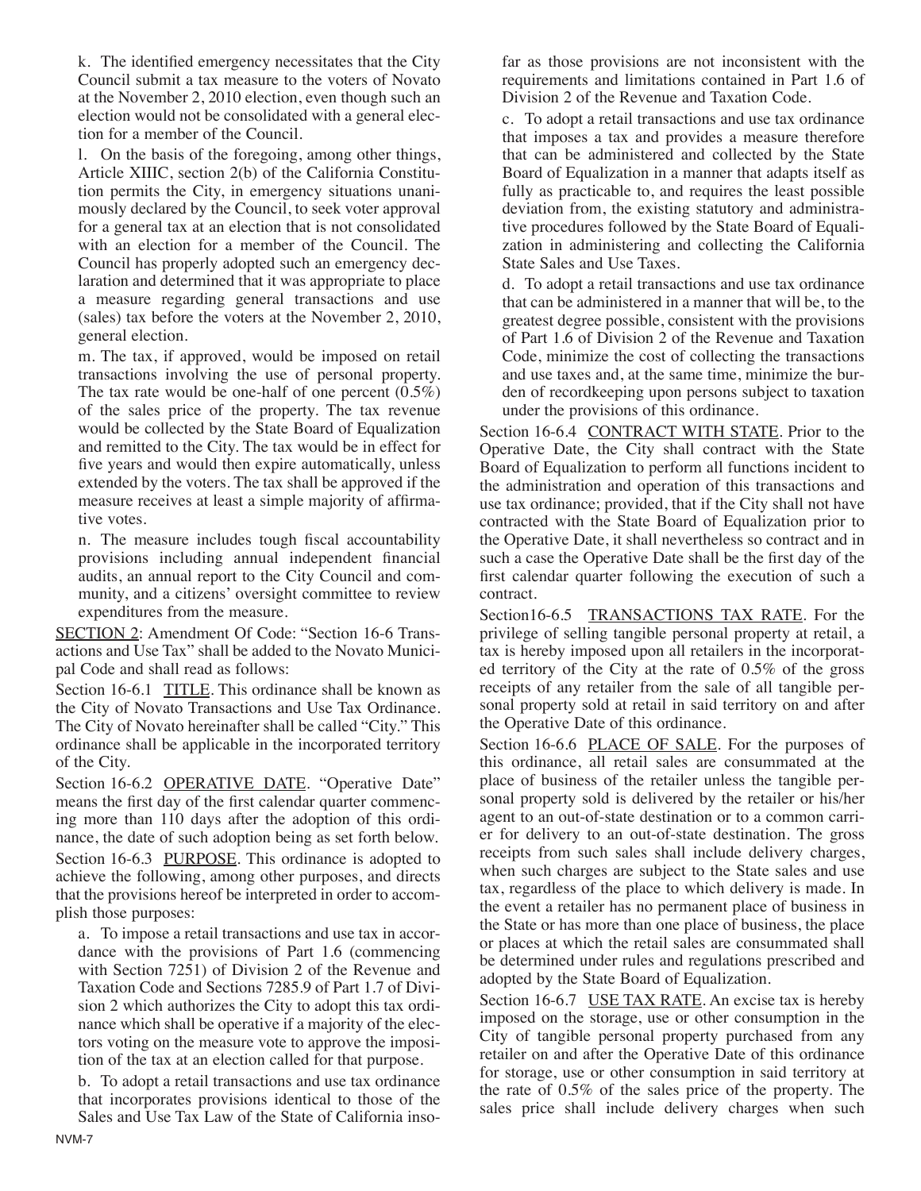k. The identified emergency necessitates that the City Council submit a tax measure to the voters of Novato at the November 2, 2010 election, even though such an election would not be consolidated with a general election for a member of the Council.

l. On the basis of the foregoing, among other things, Article XIIIC, section 2(b) of the California Constitution permits the City, in emergency situations unanimously declared by the Council, to seek voter approval for a general tax at an election that is not consolidated with an election for a member of the Council. The Council has properly adopted such an emergency declaration and determined that it was appropriate to place a measure regarding general transactions and use (sales) tax before the voters at the November 2, 2010, general election.

m. The tax, if approved, would be imposed on retail transactions involving the use of personal property. The tax rate would be one-half of one percent (0.5%) of the sales price of the property. The tax revenue would be collected by the State Board of Equalization and remitted to the City. The tax would be in effect for five years and would then expire automatically, unless extended by the voters. The tax shall be approved if the measure receives at least a simple majority of affirmative votes.

n. The measure includes tough fiscal accountability provisions including annual independent financial audits, an annual report to the City Council and community, and a citizens' oversight committee to review expenditures from the measure.

SECTION 2: Amendment Of Code: "Section 16-6 Transactions and Use Tax" shall be added to the Novato Municipal Code and shall read as follows:

Section 16-6.1 TITLE. This ordinance shall be known as the City of Novato Transactions and Use Tax Ordinance. The City of Novato hereinafter shall be called "City." This ordinance shall be applicable in the incorporated territory of the City.

Section 16-6.2 OPERATIVE DATE. "Operative Date" means the first day of the first calendar quarter commencing more than 110 days after the adoption of this ordinance, the date of such adoption being as set forth below.

Section 16-6.3 PURPOSE. This ordinance is adopted to achieve the following, among other purposes, and directs that the provisions hereof be interpreted in order to accomplish those purposes:

a. To impose a retail transactions and use tax in accordance with the provisions of Part 1.6 (commencing with Section 7251) of Division 2 of the Revenue and Taxation Code and Sections 7285.9 of Part 1.7 of Division 2 which authorizes the City to adopt this tax ordinance which shall be operative if a majority of the electors voting on the measure vote to approve the imposition of the tax at an election called for that purpose.

b. To adopt a retail transactions and use tax ordinance that incorporates provisions identical to those of the Sales and Use Tax Law of the State of California insofar as those provisions are not inconsistent with the requirements and limitations contained in Part 1.6 of Division 2 of the Revenue and Taxation Code.

c. To adopt a retail transactions and use tax ordinance that imposes a tax and provides a measure therefore that can be administered and collected by the State Board of Equalization in a manner that adapts itself as fully as practicable to, and requires the least possible deviation from, the existing statutory and administrative procedures followed by the State Board of Equalization in administering and collecting the California State Sales and Use Taxes.

d. To adopt a retail transactions and use tax ordinance that can be administered in a manner that will be, to the greatest degree possible, consistent with the provisions of Part 1.6 of Division 2 of the Revenue and Taxation Code, minimize the cost of collecting the transactions and use taxes and, at the same time, minimize the burden of recordkeeping upon persons subject to taxation under the provisions of this ordinance.

Section 16-6.4 CONTRACT WITH STATE. Prior to the Operative Date, the City shall contract with the State Board of Equalization to perform all functions incident to the administration and operation of this transactions and use tax ordinance; provided, that if the City shall not have contracted with the State Board of Equalization prior to the Operative Date, it shall nevertheless so contract and in such a case the Operative Date shall be the first day of the first calendar quarter following the execution of such a contract.

Section16-6.5 TRANSACTIONS TAX RATE. For the privilege of selling tangible personal property at retail, a tax is hereby imposed upon all retailers in the incorporated territory of the City at the rate of 0.5% of the gross receipts of any retailer from the sale of all tangible personal property sold at retail in said territory on and after the Operative Date of this ordinance.

Section 16-6.6 PLACE OF SALE. For the purposes of this ordinance, all retail sales are consummated at the place of business of the retailer unless the tangible personal property sold is delivered by the retailer or his/her agent to an out-of-state destination or to a common carrier for delivery to an out-of-state destination. The gross receipts from such sales shall include delivery charges, when such charges are subject to the State sales and use tax, regardless of the place to which delivery is made. In the event a retailer has no permanent place of business in the State or has more than one place of business, the place or places at which the retail sales are consummated shall be determined under rules and regulations prescribed and adopted by the State Board of Equalization.

Section 16-6.7 USE TAX RATE. An excise tax is hereby imposed on the storage, use or other consumption in the City of tangible personal property purchased from any retailer on and after the Operative Date of this ordinance for storage, use or other consumption in said territory at the rate of 0.5% of the sales price of the property. The sales price shall include delivery charges when such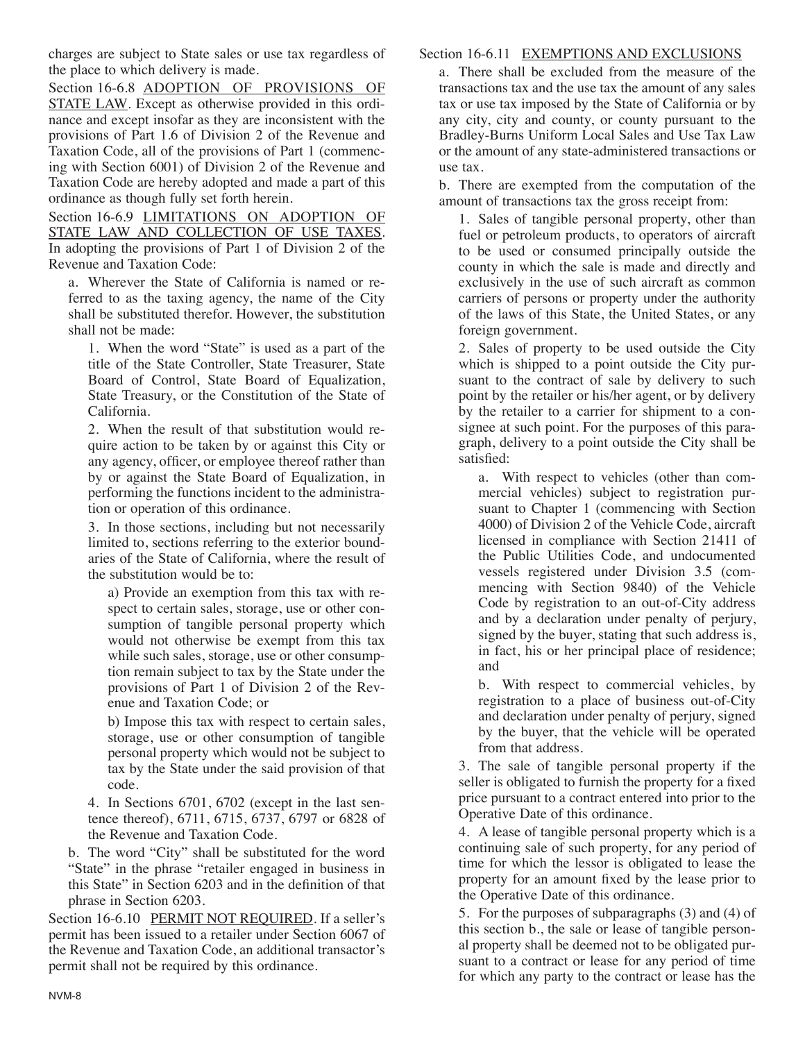charges are subject to State sales or use tax regardless of the place to which delivery is made.

Section 16-6.8 ADOPTION OF PROVISIONS OF STATE LAW. Except as otherwise provided in this ordinance and except insofar as they are inconsistent with the provisions of Part 1.6 of Division 2 of the Revenue and Taxation Code, all of the provisions of Part 1 (commencing with Section 6001) of Division 2 of the Revenue and Taxation Code are hereby adopted and made a part of this ordinance as though fully set forth herein.

Section 16-6.9 LIMITATIONS ON ADOPTION OF STATE LAW AND COLLECTION OF USE TAXES. In adopting the provisions of Part 1 of Division 2 of the Revenue and Taxation Code:

a. Wherever the State of California is named or referred to as the taxing agency, the name of the City shall be substituted therefor. However, the substitution shall not be made:

1. When the word "State" is used as a part of the title of the State Controller, State Treasurer, State Board of Control, State Board of Equalization, State Treasury, or the Constitution of the State of California.

2. When the result of that substitution would require action to be taken by or against this City or any agency, officer, or employee thereof rather than by or against the State Board of Equalization, in performing the functions incident to the administration or operation of this ordinance.

3. In those sections, including but not necessarily limited to, sections referring to the exterior boundaries of the State of California, where the result of the substitution would be to:

a) Provide an exemption from this tax with respect to certain sales, storage, use or other consumption of tangible personal property which would not otherwise be exempt from this tax while such sales, storage, use or other consumption remain subject to tax by the State under the provisions of Part 1 of Division 2 of the Revenue and Taxation Code; or

b) Impose this tax with respect to certain sales, storage, use or other consumption of tangible personal property which would not be subject to tax by the State under the said provision of that code.

4. In Sections 6701, 6702 (except in the last sentence thereof), 6711, 6715, 6737, 6797 or 6828 of the Revenue and Taxation Code.

b. The word "City" shall be substituted for the word "State" in the phrase "retailer engaged in business in this State" in Section 6203 and in the definition of that phrase in Section 6203.

Section 16-6.10 PERMIT NOT REQUIRED. If a seller's permit has been issued to a retailer under Section 6067 of the Revenue and Taxation Code, an additional transactor's permit shall not be required by this ordinance.

Section 16-6.11 EXEMPTIONS AND EXCLUSIONS

a. There shall be excluded from the measure of the transactions tax and the use tax the amount of any sales tax or use tax imposed by the State of California or by any city, city and county, or county pursuant to the Bradley-Burns Uniform Local Sales and Use Tax Law or the amount of any state-administered transactions or use tax.

b. There are exempted from the computation of the amount of transactions tax the gross receipt from:

1. Sales of tangible personal property, other than fuel or petroleum products, to operators of aircraft to be used or consumed principally outside the county in which the sale is made and directly and exclusively in the use of such aircraft as common carriers of persons or property under the authority of the laws of this State, the United States, or any foreign government.

2. Sales of property to be used outside the City which is shipped to a point outside the City pursuant to the contract of sale by delivery to such point by the retailer or his/her agent, or by delivery by the retailer to a carrier for shipment to a consignee at such point. For the purposes of this paragraph, delivery to a point outside the City shall be satisfied:

a. With respect to vehicles (other than commercial vehicles) subject to registration pursuant to Chapter 1 (commencing with Section 4000) of Division 2 of the Vehicle Code, aircraft licensed in compliance with Section 21411 of the Public Utilities Code, and undocumented vessels registered under Division 3.5 (commencing with Section 9840) of the Vehicle Code by registration to an out-of-City address and by a declaration under penalty of perjury, signed by the buyer, stating that such address is, in fact, his or her principal place of residence; and

b. With respect to commercial vehicles, by registration to a place of business out-of-City and declaration under penalty of perjury, signed by the buyer, that the vehicle will be operated from that address.

3. The sale of tangible personal property if the seller is obligated to furnish the property for a fixed price pursuant to a contract entered into prior to the Operative Date of this ordinance.

4. A lease of tangible personal property which is a continuing sale of such property, for any period of time for which the lessor is obligated to lease the property for an amount fixed by the lease prior to the Operative Date of this ordinance.

5. For the purposes of subparagraphs (3) and (4) of this section b., the sale or lease of tangible personal property shall be deemed not to be obligated pursuant to a contract or lease for any period of time for which any party to the contract or lease has the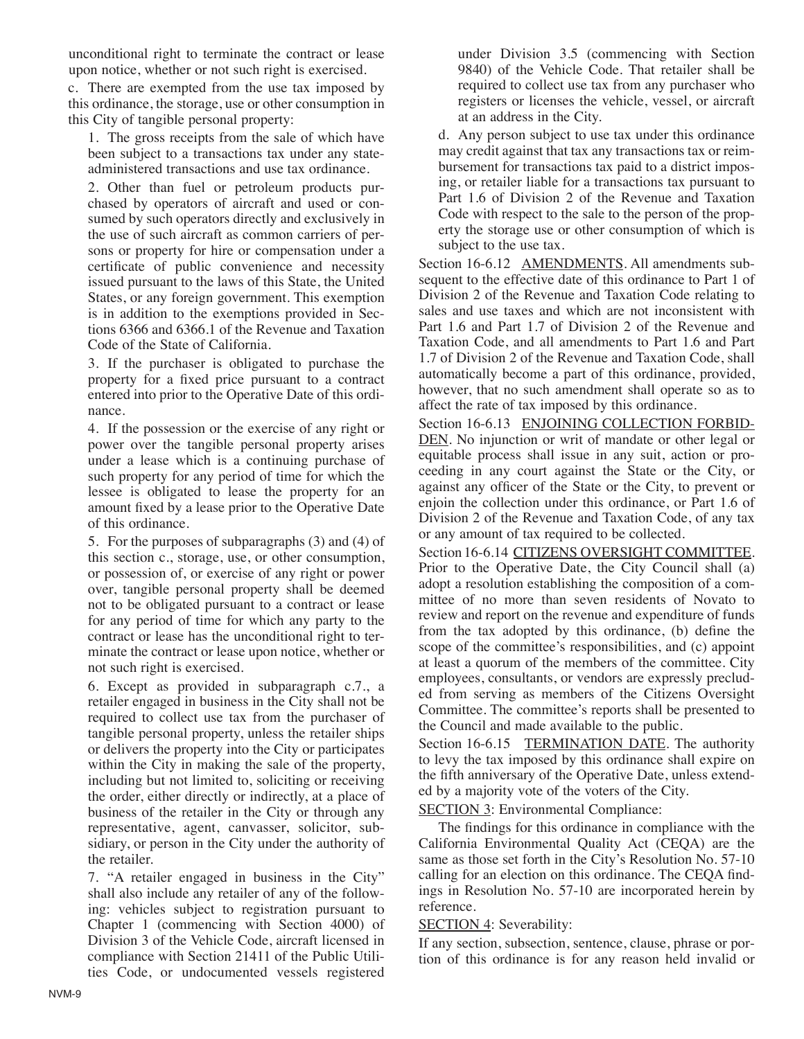unconditional right to terminate the contract or lease upon notice, whether or not such right is exercised.

c. There are exempted from the use tax imposed by this ordinance, the storage, use or other consumption in this City of tangible personal property:

1. The gross receipts from the sale of which have been subject to a transactions tax under any state-administered transactions and use tax ordinance.

2. Other than fuel or petroleum products purchased by operators of aircraft and used or consumed by such operators directly and exclusively in the use of such aircraft as common carriers of persons or property for hire or compensation under a certificate of public convenience and necessity issued pursuant to the laws of this State, the United States, or any foreign government. This exemption is in addition to the exemptions provided in Sections 6366 and 6366.1 of the Revenue and Taxation Code of the State of California.

3. If the purchaser is obligated to purchase the property for a fixed price pursuant to a contract entered into prior to the Operative Date of this ordinance.

4. If the possession or the exercise of any right or power over the tangible personal property arises under a lease which is a continuing purchase of such property for any period of time for which the lessee is obligated to lease the property for an amount fixed by a lease prior to the Operative Date of this ordinance.

5. For the purposes of subparagraphs (3) and (4) of this section c., storage, use, or other consumption, or possession of, or exercise of any right or power over, tangible personal property shall be deemed not to be obligated pursuant to a contract or lease for any period of time for which any party to the contract or lease has the unconditional right to terminate the contract or lease upon notice, whether or not such right is exercised.

6. Except as provided in subparagraph c.7., a retailer engaged in business in the City shall not be required to collect use tax from the purchaser of tangible personal property, unless the retailer ships or delivers the property into the City or participates within the City in making the sale of the property, including but not limited to, soliciting or receiving the order, either directly or indirectly, at a place of business of the retailer in the City or through any representative, agent, canvasser, solicitor, subsidiary, or person in the City under the authority of the retailer.

7. "A retailer engaged in business in the City" shall also include any retailer of any of the following: vehicles subject to registration pursuant to Chapter 1 (commencing with Section 4000) of Division 3 of the Vehicle Code, aircraft licensed in compliance with Section 21411 of the Public Utilities Code, or undocumented vessels registered under Division 3.5 (commencing with Section 9840) of the Vehicle Code. That retailer shall be required to collect use tax from any purchaser who registers or licenses the vehicle, vessel, or aircraft at an address in the City.

d. Any person subject to use tax under this ordinance may credit against that tax any transactions tax or reimbursement for transactions tax paid to a district imposing, or retailer liable for a transactions tax pursuant to Part 1.6 of Division 2 of the Revenue and Taxation Code with respect to the sale to the person of the property the storage use or other consumption of which is subject to the use tax.

Section 16-6.12 AMENDMENTS. All amendments subsequent to the effective date of this ordinance to Part 1 of Division 2 of the Revenue and Taxation Code relating to sales and use taxes and which are not inconsistent with Part 1.6 and Part 1.7 of Division 2 of the Revenue and Taxation Code, and all amendments to Part 1.6 and Part 1.7 of Division 2 of the Revenue and Taxation Code, shall automatically become a part of this ordinance, provided, however, that no such amendment shall operate so as to affect the rate of tax imposed by this ordinance.

Section 16-6.13 ENJOINING COLLECTION FORBIDDEN. No injunction or writ of mandate or other legal or equitable process shall issue in any suit, action or proceeding in any court against the State or the City, or against any officer of the State or the City, to prevent or enjoin the collection under this ordinance, or Part 1.6 of Division 2 of the Revenue and Taxation Code, of any tax or any amount of tax required to be collected.

Section 16-6.14 CITIZENS OVERSIGHT COMMITTEE. Prior to the Operative Date, the City Council shall (a) adopt a resolution establishing the composition of a committee of no more than seven residents of Novato to review and report on the revenue and expenditure of funds from the tax adopted by this ordinance, (b) define the scope of the committee's responsibilities, and (c) appoint at least a quorum of the members of the committee. City employees, consultants, or vendors are expressly precluded from serving as members of the Citizens Oversight Committee. The committee's reports shall be presented to the Council and made available to the public.

Section 16-6.15 TERMINATION DATE. The authority to levy the tax imposed by this ordinance shall expire on the fifth anniversary of the Operative Date, unless extended by a majority vote of the voters of the City.

SECTION 3: Environmental Compliance:

The findings for this ordinance in compliance with the California Environmental Quality Act (CEQA) are the same as those set forth in the City's Resolution No. 57-10 calling for an election on this ordinance. The CEQA findings in Resolution No. 57-10 are incorporated herein by reference.

SECTION 4: Severability:

If any section, subsection, sentence, clause, phrase or portion of this ordinance is for any reason held invalid or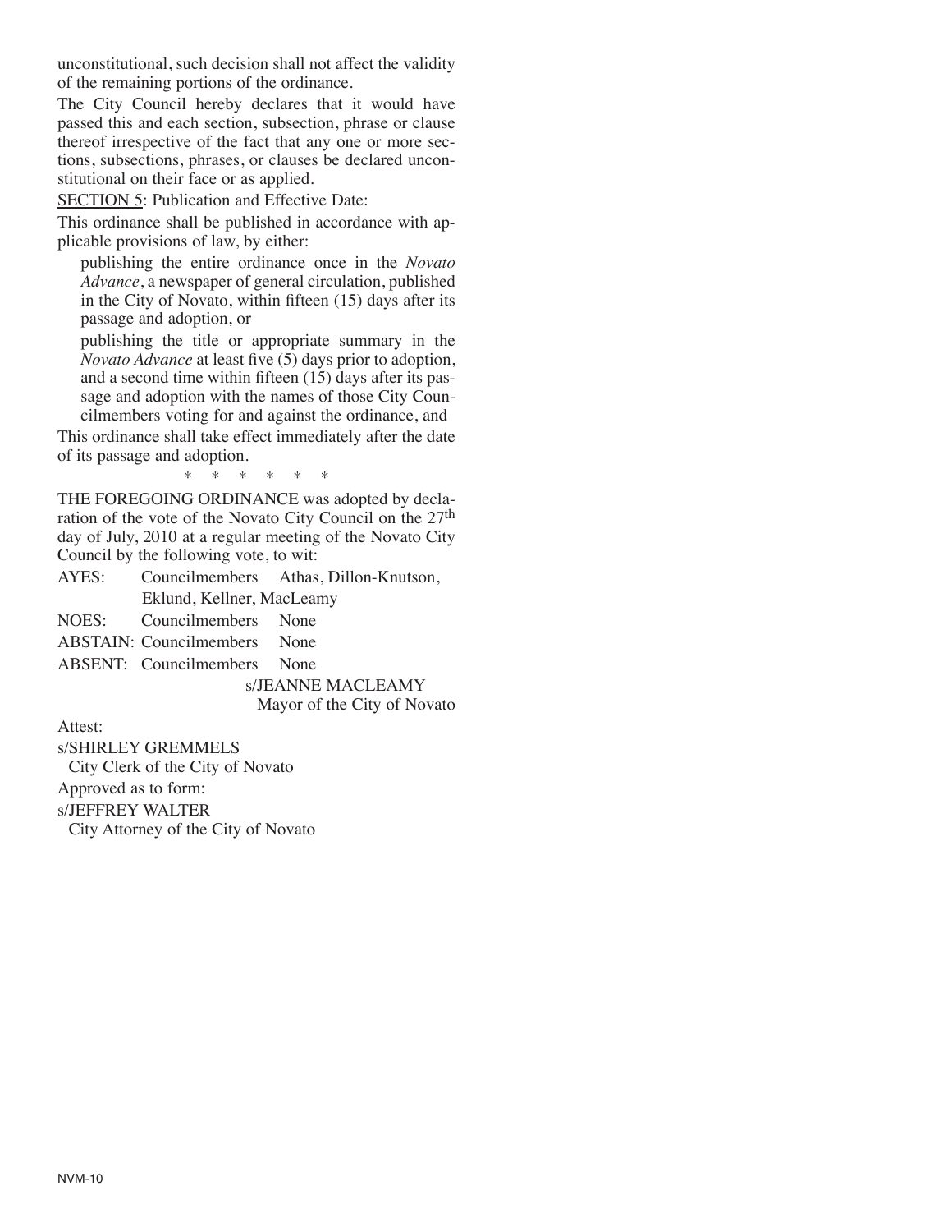unconstitutional, such decision shall not affect the validity of the remaining portions of the ordinance.

The City Council hereby declares that it would have passed this and each section, subsection, phrase or clause thereof irrespective of the fact that any one or more sections, subsections, phrases, or clauses be declared unconstitutional on their face or as applied.

<u>SECTION 5</u>: Publication and Effective Date:

This ordinance shall be published in accordance with applicable provisions of law, by either:

publishing the entire ordinance once in the *Novato Advance*, a newspaper of general circulation, published in the City of Novato, within fifteen (15) days after its passage and adoption, or

publishing the title or appropriate summary in the *Novato Advance* at least five (5) days prior to adoption, and a second time within fifteen (15) days after its passage and adoption with the names of those City Councilmembers voting for and against the ordinance, and

This ordinance shall take effect immediately after the date of its passage and adoption.

\* \* \* \* \* \*

THE FOREGOING ORDINANCE was adopted by declaration of the vote of the Novato City Council on the 27th day of July, 2010 at a regular meeting of the Novato City Council by the following vote, to wit:

AYES: Councilmembers Athas, Dillon-Knutson, Eklund, Kellner, MacLeamy

NOES: Councilmembers None

ABSTAIN: Councilmembers None

ABSENT: Councilmembers None

s/JEANNE MACLEAMY
Mayor of the City of Novato

Attest:

s/SHIRLEY GREMMELS
City Clerk of the City of Novato

Approved as to form:

s/JEFFREY WALTER
City Attorney of the City of Novato